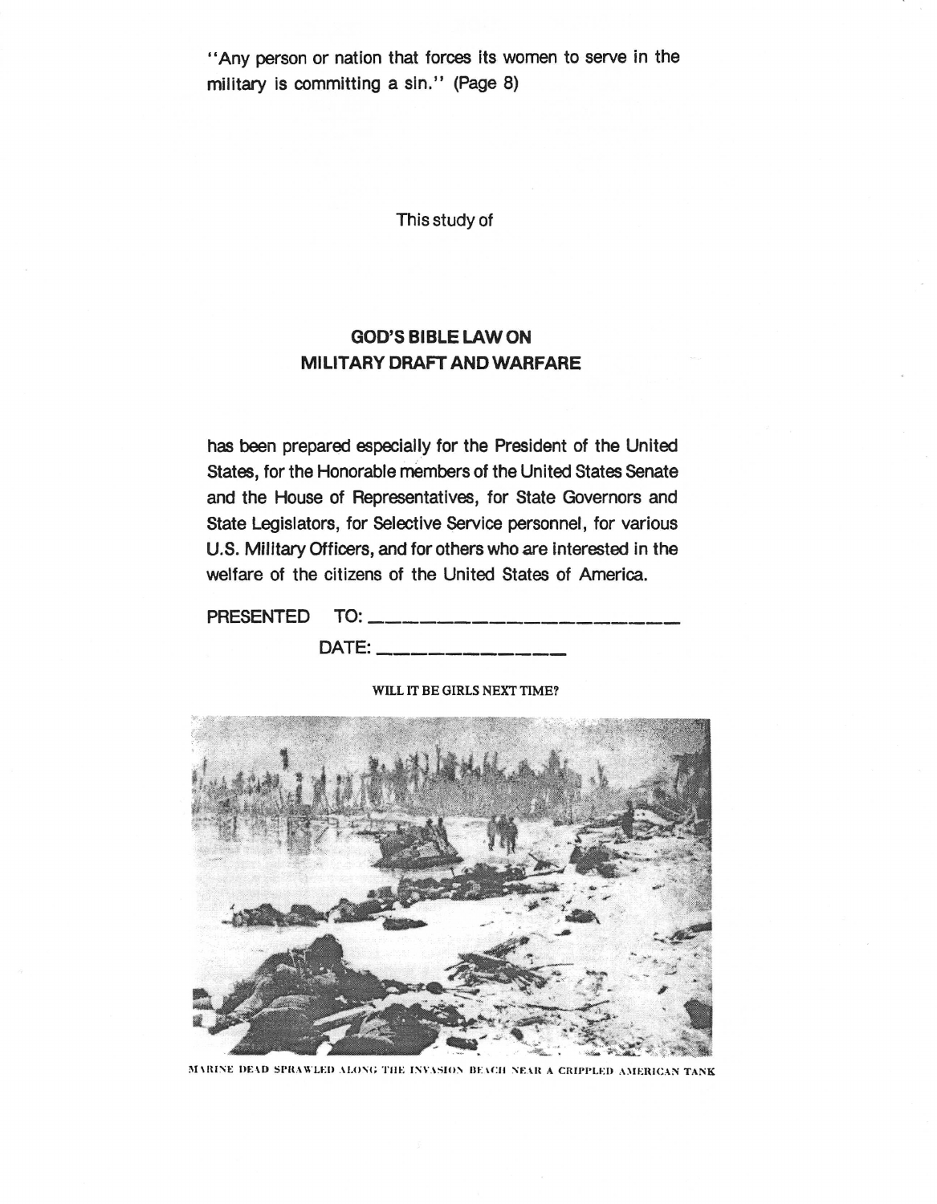"Any person or nation that forces its women to serve in the military is committing a sin." (Page 8)

This study of

## GOD'S BIBLE LAW ON MILITARY DRAFT AND WARFARE

has been prepared especially for the President of the United States, for the Honorable members of the United States Senate and the House of Representatives, for State Governors and State Legislators, for Selective Service personnel, for various U.S. Military Officers, and for others who are interested in the welfare of the citizens of the United States of America.

PRESENTED TO: ______________________

DATE: ______________

WILL IT BE GIRLS NEXT TIME?

MARINE DEAD SPRAWLED ALONG THE INVASION BEACH NEAR A CRIPPLED AMERICAN TANK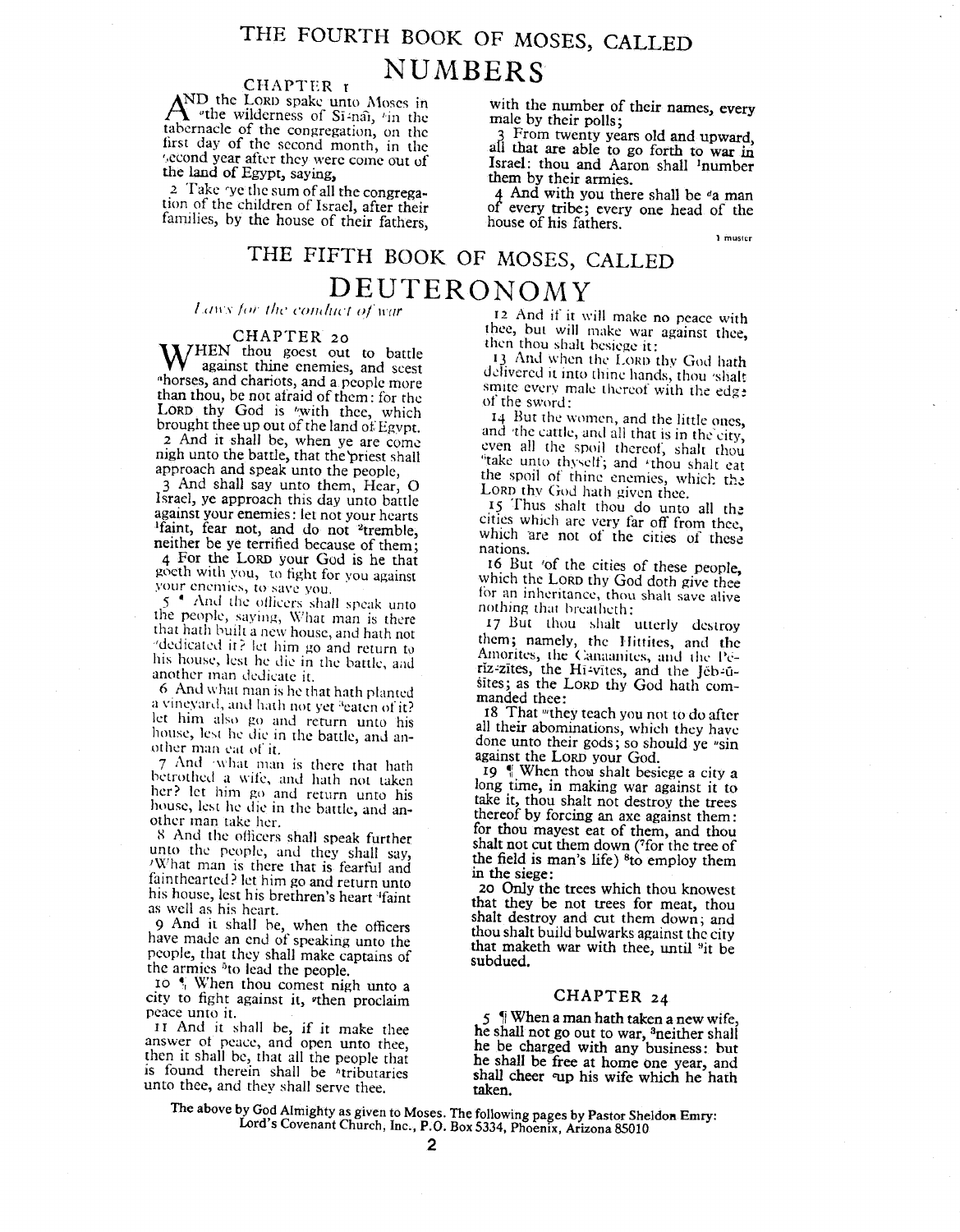# THE FOURTH BOOK OF MOSES, CALLED NUMBERS

## CHAPTER 1

AND the LORD spake unto Moses in [a]the wilderness of Si-nai, [b]in the tabernacle of the congregation, on the first day of the second month, in the [c]second year after they were come out of the land of Egypt, saying,

2 Take [c]ye the sum of all the congregation of the children of Israel, after their families, by the house of their fathers, with the number of their names, every male by their polls;

3 From twenty years old and upward, all that are able to go forth to war in Israel: thou and Aaron shall [1]number them by their armies.

4 And with you there shall be [d]a man of every tribe; every one head of the house of his fathers.

1 muster

# THE FIFTH BOOK OF MOSES, CALLED DEUTERONOMY

*Laws for the conduct of war*

## CHAPTER 20

WHEN thou goest out to battle against thine enemies, and seest [a]horses, and chariots, and a people more than thou, be not afraid of them: for the LORD thy God is [b]with thee, which brought thee up out of the land of Egypt.

2 And it shall be, when ye are come nigh unto the battle, that the priest shall approach and speak unto the people,

3 And shall say unto them, Hear, O Israel, ye approach this day unto battle against your enemies: let not your hearts [1]faint, fear not, and do not [2]tremble, neither be ye terrified because of them;

4 For the LORD your God is he that goeth with you, to fight for you against your enemies, to save you.

5 ¶ And the officers shall speak unto the people, saying, What man is there that hath built a new house, and hath not [d]dedicated it? let him go and return to his house, lest he die in the battle, and another man dedicate it.

6 And what man is he that hath planted a vineyard, and hath not yet [e]eaten of it? let him also go and return unto his house, lest he die in the battle, and another man eat of it.

7 And [f]what man is there that hath betrothed a wife, and hath not taken her? let him go and return unto his house, lest he die in the battle, and another man take her.

8 And the officers shall speak further unto the people, and they shall say, [g]What man is there that is fearful and fainthearted? let him go and return unto his house, lest his brethren's heart [4]faint as well as his heart.

9 And it shall be, when the officers have made an end of speaking unto the people, that they shall make captains of the armies [5]to lead the people.

10 ¶ When thou comest nigh unto a city to fight against it, [g]then proclaim peace unto it.

11 And it shall be, if it make thee answer of peace, and open unto thee, then it shall be, that all the people that is found therein shall be [h]tributaries unto thee, and they shall serve thee.

12 And if it will make no peace with thee, but will make war against thee, then thou shalt besiege it:

13 And when the LORD thy God hath delivered it into thine hands, thou [i]shalt smite every male thereof with the edge of the sword:

14 But the women, and the little ones, and [j]the cattle, and all that is in the city, even all the spoil thereof, shalt thou [6]take unto thyself; and [k]thou shalt eat the spoil of thine enemies, which the LORD thy God hath given thee.

15 Thus shalt thou do unto all the cities which are very far off from thee, which are not of the cities of these nations.

16 But [l]of the cities of these people, which the LORD thy God doth give thee for an inheritance, thou shalt save alive nothing that breatheth:

17 But thou shalt utterly destroy them; namely, the Hittites, and the Amorites, the Canaanites, and the Pe-riz-zites, the Hi-vites, and the Jeb-u-sites; as the LORD thy God hath commanded thee:

18 That [m]they teach you not to do after all their abominations, which they have done unto their gods; so should ye [n]sin against the LORD your God.

19 ¶ When thou shalt besiege a city a long time, in making war against it to take it, thou shalt not destroy the trees thereof by forcing an axe against them: for thou mayest eat of them, and thou shalt not cut them down ([7]for the tree of the field is man's life) [8]to employ them in the siege:

20 Only the trees which thou knowest that they be not trees for meat, thou shalt destroy and cut them down; and thou shalt build bulwarks against the city that maketh war with thee, until [9]it be subdued.

## CHAPTER 24

5 ¶ When a man hath taken a new wife, he shall not go out to war, [3]neither shall he be charged with any business: but he shall be free at home one year, and shall cheer [e]up his wife which he hath taken.

The above by God Almighty as given to Moses. The following pages by Pastor Sheldon Emry: Lord's Covenant Church, Inc., P.O. Box 5334, Phoenix, Arizona 85010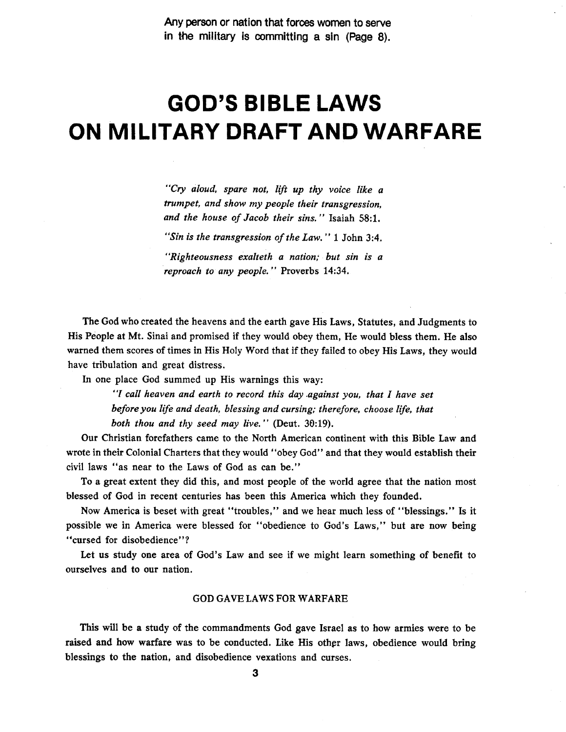Any person or nation that forces women to serve in the military is committing a sin (Page 8).

# GOD'S BIBLE LAWS ON MILITARY DRAFT AND WARFARE

*"Cry aloud, spare not, lift up thy voice like a trumpet, and show my people their transgression, and the house of Jacob their sins."* Isaiah 58:1.

*"Sin is the transgression of the Law."* 1 John 3:4.

*"Righteousness exalteth a nation; but sin is a reproach to any people."* Proverbs 14:34.

The God who created the heavens and the earth gave His Laws, Statutes, and Judgments to His People at Mt. Sinai and promised if they would obey them, He would bless them. He also warned them scores of times in His Holy Word that if they failed to obey His Laws, they would have tribulation and great distress.

In one place God summed up His warnings this way:

> *"I call heaven and earth to record this day against you, that I have set before you life and death, blessing and cursing; therefore, choose life, that both thou and thy seed may live."* (Deut. 30:19).

Our Christian forefathers came to the North American continent with this Bible Law and wrote in their Colonial Charters that they would "obey God" and that they would establish their civil laws "as near to the Laws of God as can be."

To a great extent they did this, and most people of the world agree that the nation most blessed of God in recent centuries has been this America which they founded.

Now America is beset with great "troubles," and we hear much less of "blessings." Is it possible we in America were blessed for "obedience to God's Laws," but are now being "cursed for disobedience"?

Let us study one area of God's Law and see if we might learn something of benefit to ourselves and to our nation.

## GOD GAVE LAWS FOR WARFARE

This will be a study of the commandments God gave Israel as to how armies were to be raised and how warfare was to be conducted. Like His other laws, obedience would bring blessings to the nation, and disobedience vexations and curses.